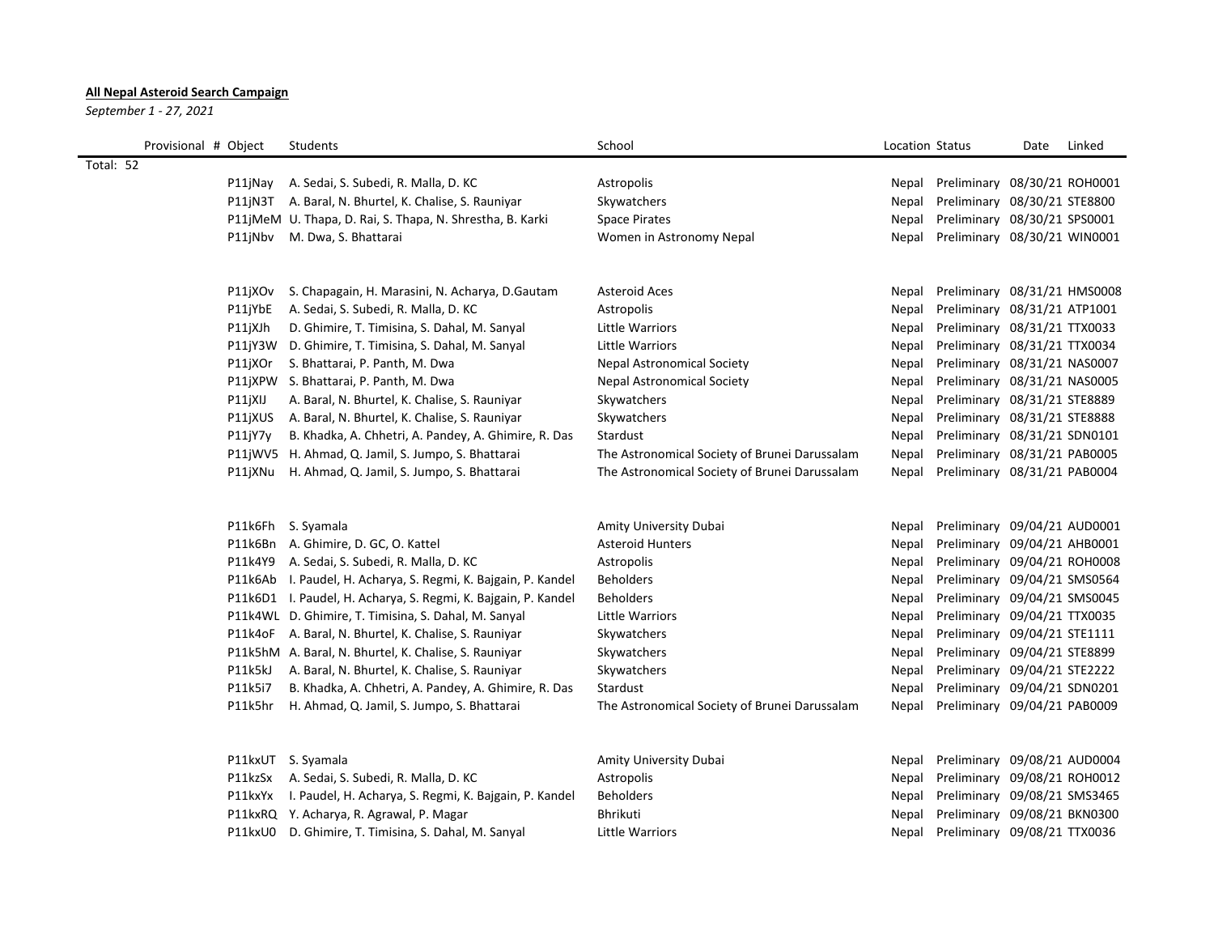**All Nepal Asteroid Search Campaign**

*September 1 - 27, 2021*

| Provisional # | Object | Students | School | Location | Status | Date | Linked |
|---|---|---|---|---|---|---|---|
| Total: 52 | | | | | | | |
| | P11jNay | A. Sedai, S. Subedi, R. Malla, D. KC | Astropolis | Nepal | Preliminary | 08/30/21 | ROH0001 |
| | P11jN3T | A. Baral, N. Bhurtel, K. Chalise, S. Rauniyar | Skywatchers | Nepal | Preliminary | 08/30/21 | STE8800 |
| | P11jMeM | U. Thapa, D. Rai, S. Thapa, N. Shrestha, B. Karki | Space Pirates | Nepal | Preliminary | 08/30/21 | SPS0001 |
| | P11jNbv | M. Dwa, S. Bhattarai | Women in Astronomy Nepal | Nepal | Preliminary | 08/30/21 | WIN0001 |
| | | | | | | | |
| | P11jXOv | S. Chapagain, H. Marasini, N. Acharya, D.Gautam | Asteroid Aces | Nepal | Preliminary | 08/31/21 | HMS0008 |
| | P11jYbE | A. Sedai, S. Subedi, R. Malla, D. KC | Astropolis | Nepal | Preliminary | 08/31/21 | ATP1001 |
| | P11jXJh | D. Ghimire, T. Timisina, S. Dahal, M. Sanyal | Little Warriors | Nepal | Preliminary | 08/31/21 | TTX0033 |
| | P11jY3W | D. Ghimire, T. Timisina, S. Dahal, M. Sanyal | Little Warriors | Nepal | Preliminary | 08/31/21 | TTX0034 |
| | P11jXOr | S. Bhattarai, P. Panth, M. Dwa | Nepal Astronomical Society | Nepal | Preliminary | 08/31/21 | NAS0007 |
| | P11jXPW | S. Bhattarai, P. Panth, M. Dwa | Nepal Astronomical Society | Nepal | Preliminary | 08/31/21 | NAS0005 |
| | P11jXIJ | A. Baral, N. Bhurtel, K. Chalise, S. Rauniyar | Skywatchers | Nepal | Preliminary | 08/31/21 | STE8889 |
| | P11jXUS | A. Baral, N. Bhurtel, K. Chalise, S. Rauniyar | Skywatchers | Nepal | Preliminary | 08/31/21 | STE8888 |
| | P11jY7y | B. Khadka, A. Chhetri, A. Pandey, A. Ghimire, R. Das | Stardust | Nepal | Preliminary | 08/31/21 | SDN0101 |
| | P11jWV5 | H. Ahmad, Q. Jamil, S. Jumpo, S. Bhattarai | The Astronomical Society of Brunei Darussalam | Nepal | Preliminary | 08/31/21 | PAB0005 |
| | P11jXNu | H. Ahmad, Q. Jamil, S. Jumpo, S. Bhattarai | The Astronomical Society of Brunei Darussalam | Nepal | Preliminary | 08/31/21 | PAB0004 |
| | | | | | | | |
| | P11k6Fh | S. Syamala | Amity University Dubai | Nepal | Preliminary | 09/04/21 | AUD0001 |
| | P11k6Bn | A. Ghimire, D. GC, O. Kattel | Asteroid Hunters | Nepal | Preliminary | 09/04/21 | AHB0001 |
| | P11k4Y9 | A. Sedai, S. Subedi, R. Malla, D. KC | Astropolis | Nepal | Preliminary | 09/04/21 | ROH0008 |
| | P11k6Ab | I. Paudel, H. Acharya, S. Regmi, K. Bajgain, P. Kandel | Beholders | Nepal | Preliminary | 09/04/21 | SMS0564 |
| | P11k6D1 | I. Paudel, H. Acharya, S. Regmi, K. Bajgain, P. Kandel | Beholders | Nepal | Preliminary | 09/04/21 | SMS0045 |
| | P11k4WL | D. Ghimire, T. Timisina, S. Dahal, M. Sanyal | Little Warriors | Nepal | Preliminary | 09/04/21 | TTX0035 |
| | P11k4oF | A. Baral, N. Bhurtel, K. Chalise, S. Rauniyar | Skywatchers | Nepal | Preliminary | 09/04/21 | STE1111 |
| | P11k5hM | A. Baral, N. Bhurtel, K. Chalise, S. Rauniyar | Skywatchers | Nepal | Preliminary | 09/04/21 | STE8899 |
| | P11k5kJ | A. Baral, N. Bhurtel, K. Chalise, S. Rauniyar | Skywatchers | Nepal | Preliminary | 09/04/21 | STE2222 |
| | P11k5i7 | B. Khadka, A. Chhetri, A. Pandey, A. Ghimire, R. Das | Stardust | Nepal | Preliminary | 09/04/21 | SDN0201 |
| | P11k5hr | H. Ahmad, Q. Jamil, S. Jumpo, S. Bhattarai | The Astronomical Society of Brunei Darussalam | Nepal | Preliminary | 09/04/21 | PAB0009 |
| | | | | | | | |
| | P11kxUT | S. Syamala | Amity University Dubai | Nepal | Preliminary | 09/08/21 | AUD0004 |
| | P11kzSx | A. Sedai, S. Subedi, R. Malla, D. KC | Astropolis | Nepal | Preliminary | 09/08/21 | ROH0012 |
| | P11kxYx | I. Paudel, H. Acharya, S. Regmi, K. Bajgain, P. Kandel | Beholders | Nepal | Preliminary | 09/08/21 | SMS3465 |
| | P11kxRQ | Y. Acharya, R. Agrawal, P. Magar | Bhrikuti | Nepal | Preliminary | 09/08/21 | BKN0300 |
| | P11kxU0 | D. Ghimire, T. Timisina, S. Dahal, M. Sanyal | Little Warriors | Nepal | Preliminary | 09/08/21 | TTX0036 |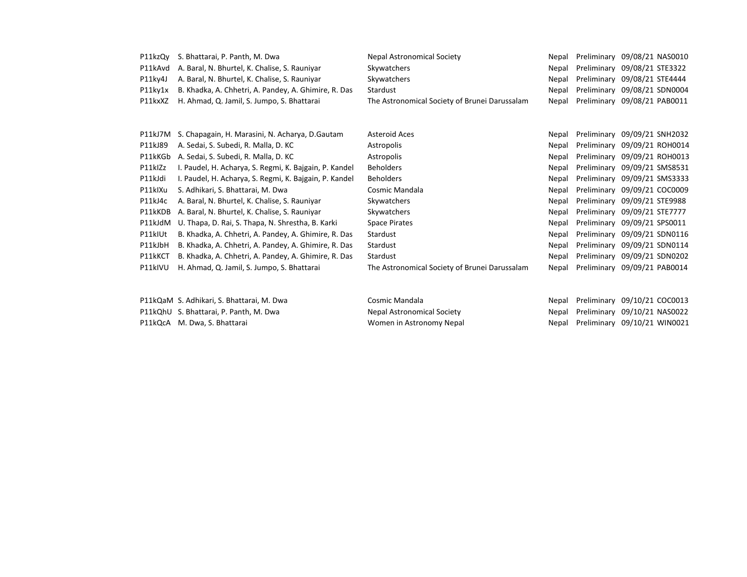| | | | | | | |
|---|---|---|---|---|---|---|
| P11kzQy | S. Bhattarai, P. Panth, M. Dwa | Nepal Astronomical Society | Nepal | Preliminary | 09/08/21 | NAS0010 |
| P11kAvd | A. Baral, N. Bhurtel, K. Chalise, S. Rauniyar | Skywatchers | Nepal | Preliminary | 09/08/21 | STE3322 |
| P11ky4J | A. Baral, N. Bhurtel, K. Chalise, S. Rauniyar | Skywatchers | Nepal | Preliminary | 09/08/21 | STE4444 |
| P11ky1x | B. Khadka, A. Chhetri, A. Pandey, A. Ghimire, R. Das | Stardust | Nepal | Preliminary | 09/08/21 | SDN0004 |
| P11kxXZ | H. Ahmad, Q. Jamil, S. Jumpo, S. Bhattarai | The Astronomical Society of Brunei Darussalam | Nepal | Preliminary | 09/08/21 | PAB0011 |
| | | | | | | |
| P11kJ7M | S. Chapagain, H. Marasini, N. Acharya, D.Gautam | Asteroid Aces | Nepal | Preliminary | 09/09/21 | SNH2032 |
| P11kJ89 | A. Sedai, S. Subedi, R. Malla, D. KC | Astropolis | Nepal | Preliminary | 09/09/21 | ROH0014 |
| P11kKGb | A. Sedai, S. Subedi, R. Malla, D. KC | Astropolis | Nepal | Preliminary | 09/09/21 | ROH0013 |
| P11kIZz | I. Paudel, H. Acharya, S. Regmi, K. Bajgain, P. Kandel | Beholders | Nepal | Preliminary | 09/09/21 | SMS8531 |
| P11kJdi | I. Paudel, H. Acharya, S. Regmi, K. Bajgain, P. Kandel | Beholders | Nepal | Preliminary | 09/09/21 | SMS3333 |
| P11kIXu | S. Adhikari, S. Bhattarai, M. Dwa | Cosmic Mandala | Nepal | Preliminary | 09/09/21 | COC0009 |
| P11kJ4c | A. Baral, N. Bhurtel, K. Chalise, S. Rauniyar | Skywatchers | Nepal | Preliminary | 09/09/21 | STE9988 |
| P11kKDB | A. Baral, N. Bhurtel, K. Chalise, S. Rauniyar | Skywatchers | Nepal | Preliminary | 09/09/21 | STE7777 |
| P11kJdM | U. Thapa, D. Rai, S. Thapa, N. Shrestha, B. Karki | Space Pirates | Nepal | Preliminary | 09/09/21 | SPS0011 |
| P11kIUt | B. Khadka, A. Chhetri, A. Pandey, A. Ghimire, R. Das | Stardust | Nepal | Preliminary | 09/09/21 | SDN0116 |
| P11kJbH | B. Khadka, A. Chhetri, A. Pandey, A. Ghimire, R. Das | Stardust | Nepal | Preliminary | 09/09/21 | SDN0114 |
| P11kKCT | B. Khadka, A. Chhetri, A. Pandey, A. Ghimire, R. Das | Stardust | Nepal | Preliminary | 09/09/21 | SDN0202 |
| P11kIVU | H. Ahmad, Q. Jamil, S. Jumpo, S. Bhattarai | The Astronomical Society of Brunei Darussalam | Nepal | Preliminary | 09/09/21 | PAB0014 |
| | | | | | | |
| P11kQaM | S. Adhikari, S. Bhattarai, M. Dwa | Cosmic Mandala | Nepal | Preliminary | 09/10/21 | COC0013 |
| P11kQhU | S. Bhattarai, P. Panth, M. Dwa | Nepal Astronomical Society | Nepal | Preliminary | 09/10/21 | NAS0022 |
| P11kQcA | M. Dwa, S. Bhattarai | Women in Astronomy Nepal | Nepal | Preliminary | 09/10/21 | WIN0021 |